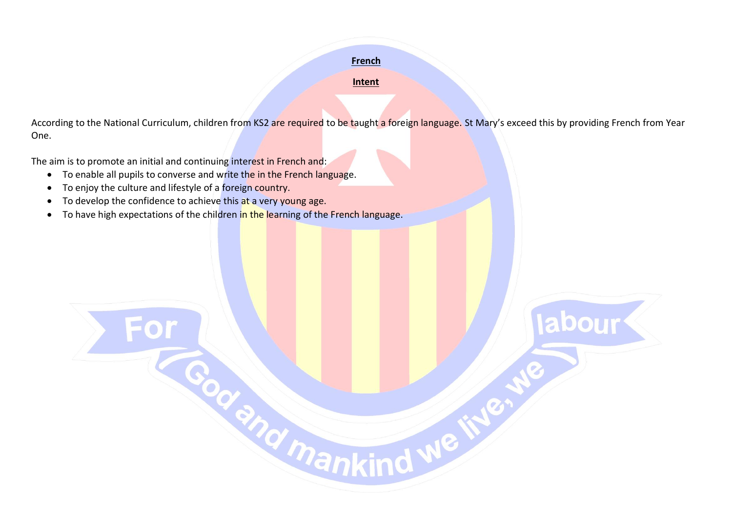**French**

**Intent**

According to the National Curriculum, children from KS2 are required to be taught a foreign language. St Mary's exceed this by providing French from Year One.

The aim is to promote an initial and continuing interest in French and:

- To enable all pupils to converse and write the in the French language.
- To enjoy the culture and lifestyle of a foreign country.
- To develop the confidence to achieve this at a very young age.
- To have high expectations of the children in the learning of the French language.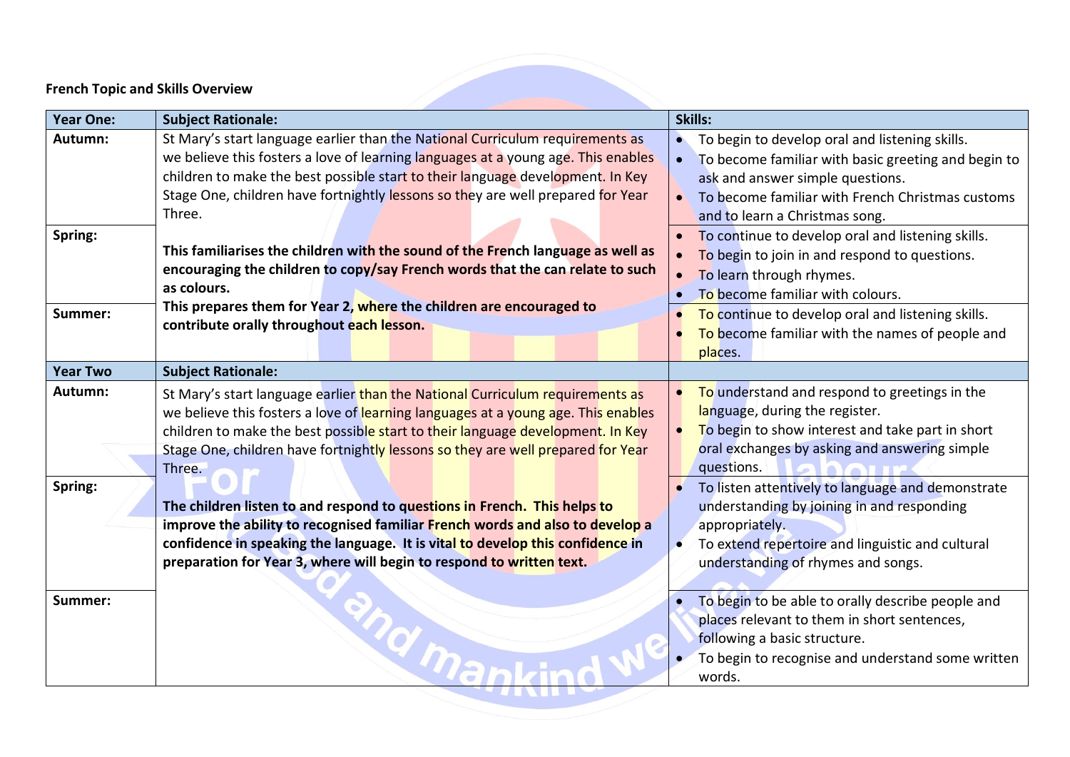**French Topic and Skills Overview**

| Year One: | Subject Rationale: | Skills: |
|---|---|---|
| **Autumn:** | St Mary's start language earlier than the National Curriculum requirements as we believe this fosters a love of learning languages at a young age. This enables children to make the best possible start to their language development. In Key Stage One, children have fortnightly lessons so they are well prepared for Year Three. | • To begin to develop oral and listening skills. <br> • To become familiar with basic greeting and begin to ask and answer simple questions. <br> • To become familiar with French Christmas customs and to learn a Christmas song. |
| **Spring:** | **This familiarises the children with the sound of the French language as well as encouraging the children to copy/say French words that the can relate to such as colours.** | • To continue to develop oral and listening skills. <br> • To begin to join in and respond to questions. <br> • To learn through rhymes. <br> • To become familiar with colours. |
| **Summer:** | **This prepares them for Year 2, where the children are encouraged to contribute orally throughout each lesson.** | • To continue to develop oral and listening skills. <br> • To become familiar with the names of people and places. |
| **Year Two** | **Subject Rationale:** | |
| **Autumn:** | St Mary's start language earlier than the National Curriculum requirements as we believe this fosters a love of learning languages at a young age. This enables children to make the best possible start to their language development. In Key Stage One, children have fortnightly lessons so they are well prepared for Year Three. | • To understand and respond to greetings in the language, during the register. <br> • To begin to show interest and take part in short oral exchanges by asking and answering simple questions. |
| **Spring:** | **The children listen to and respond to questions in French. This helps to improve the ability to recognised familiar French words and also to develop a confidence in speaking the language. It is vital to develop this confidence in preparation for Year 3, where will begin to respond to written text.** | • To listen attentively to language and demonstrate understanding by joining in and responding appropriately. <br> • To extend repertoire and linguistic and cultural understanding of rhymes and songs. |
| **Summer:** | | • To begin to be able to orally describe people and places relevant to them in short sentences, following a basic structure. <br> • To begin to recognise and understand some written words. |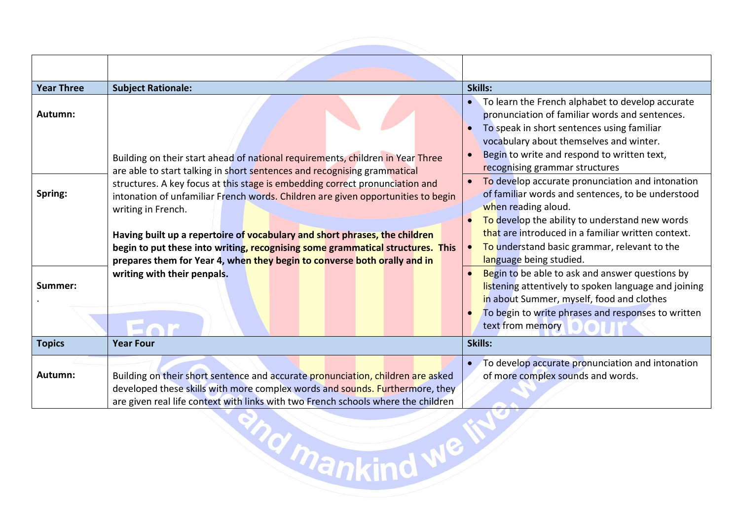| | | |
|---|---|---|
| **Year Three** | **Subject Rationale:** | **Skills:** |
| **Autumn:** | Building on their start ahead of national requirements, children in Year Three are able to start talking in short sentences and recognising grammatical structures. A key focus at this stage is embedding correct pronunciation and intonation of unfamiliar French words. Children are given opportunities to begin writing in French.<br><br>**Having built up a repertoire of vocabulary and short phrases, the children begin to put these into writing, recognising some grammatical structures. This prepares them for Year 4, when they begin to converse both orally and in writing with their penpals.** | • To learn the French alphabet to develop accurate pronunciation of familiar words and sentences.<br>• To speak in short sentences using familiar vocabulary about themselves and winter.<br>• Begin to write and respond to written text, recognising grammar structures |
| **Spring:** | | • To develop accurate pronunciation and intonation of familiar words and sentences, to be understood when reading aloud.<br>• To develop the ability to understand new words that are introduced in a familiar written context.<br>• To understand basic grammar, relevant to the language being studied. |
| **Summer:**<br>. | | • Begin to be able to ask and answer questions by listening attentively to spoken language and joining in about Summer, myself, food and clothes<br>• To begin to write phrases and responses to written text from memory |
| **Topics** | **Year Four** | **Skills:** |
| **Autumn:** | Building on their short sentence and accurate pronunciation, children are asked developed these skills with more complex words and sounds. Furthermore, they are given real life context with links with two French schools where the children | • To develop accurate pronunciation and intonation of more complex sounds and words. |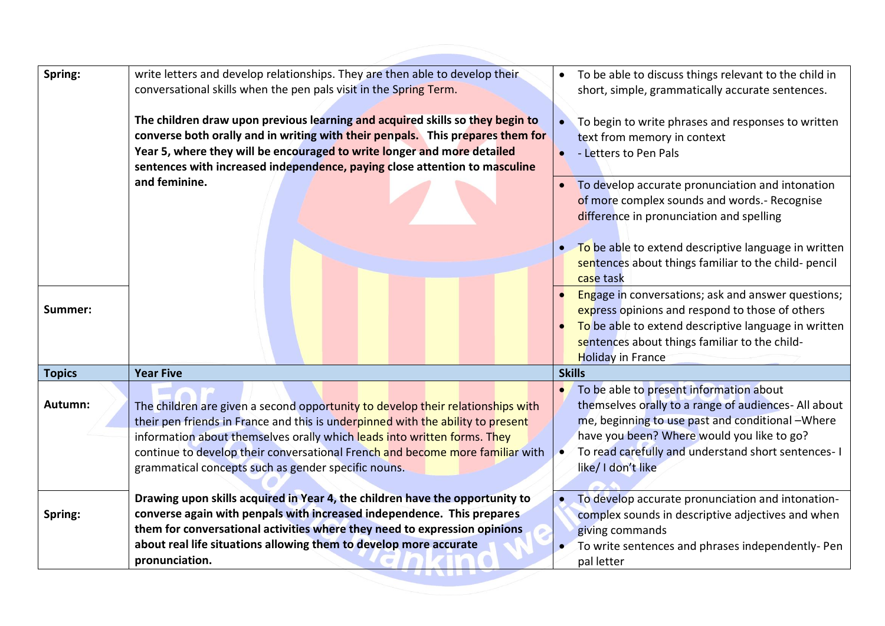| Spring: | write letters and develop relationships. They are then able to develop their conversational skills when the pen pals visit in the Spring Term.<br><br>**The children draw upon previous learning and acquired skills so they begin to converse both orally and in writing with their penpals. This prepares them for Year 5, where they will be encouraged to write longer and more detailed sentences with increased independence, paying close attention to masculine and feminine.** | • To be able to discuss things relevant to the child in short, simple, grammatically accurate sentences.<br><br>• To begin to write phrases and responses to written text from memory in context<br>• - Letters to Pen Pals<br><br>• To develop accurate pronunciation and intonation of more complex sounds and words.- Recognise difference in pronunciation and spelling<br><br>• To be able to extend descriptive language in written sentences about things familiar to the child- pencil case task |
|---|---|---|
| Summer: | | • Engage in conversations; ask and answer questions; express opinions and respond to those of others<br>• To be able to extend descriptive language in written sentences about things familiar to the child- Holiday in France |
| **Topics** | **Year Five** | **Skills** |
| Autumn: | The children are given a second opportunity to develop their relationships with their pen friends in France and this is underpinned with the ability to present information about themselves orally which leads into written forms. They continue to develop their conversational French and become more familiar with grammatical concepts such as gender specific nouns. | • To be able to present information about themselves orally to a range of audiences- All about me, beginning to use past and conditional –Where have you been? Where would you like to go?<br>• To read carefully and understand short sentences- I like/ I don't like |
| Spring: | **Drawing upon skills acquired in Year 4, the children have the opportunity to converse again with penpals with increased independence. This prepares them for conversational activities where they need to expression opinions about real life situations allowing them to develop more accurate pronunciation.** | • To develop accurate pronunciation and intonation- complex sounds in descriptive adjectives and when giving commands<br>• To write sentences and phrases independently- Pen pal letter |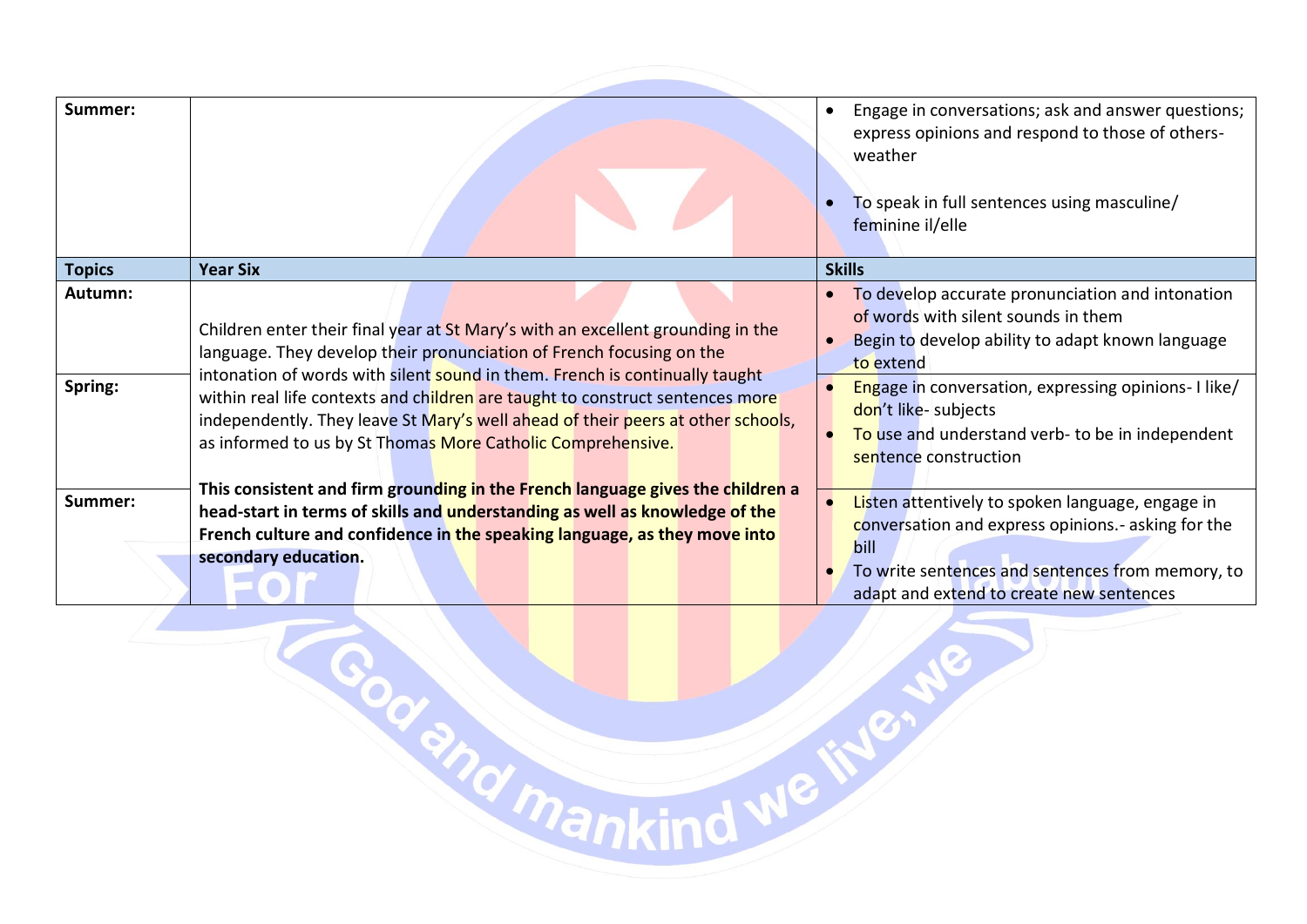| | | |
|---|---|---|
| **Summer:** | | • Engage in conversations; ask and answer questions; express opinions and respond to those of others- weather<br><br>• To speak in full sentences using masculine/ feminine il/elle |
| **Topics** | **Year Six** | **Skills** |
| **Autumn:** | Children enter their final year at St Mary's with an excellent grounding in the language. They develop their pronunciation of French focusing on the intonation of words with silent sound in them. French is continually taught within real life contexts and children are taught to construct sentences more independently. They leave St Mary's well ahead of their peers at other schools, as informed to us by St Thomas More Catholic Comprehensive.<br><br>**This consistent and firm grounding in the French language gives the children a head-start in terms of skills and understanding as well as knowledge of the French culture and confidence in the speaking language, as they move into secondary education.** | • To develop accurate pronunciation and intonation of words with silent sounds in them<br>• Begin to develop ability to adapt known language to extend |
| **Spring:** | | • Engage in conversation, expressing opinions- I like/ don't like- subjects<br>• To use and understand verb- to be in independent sentence construction |
| **Summer:** | | • Listen attentively to spoken language, engage in conversation and express opinions.- asking for the bill<br>• To write sentences and sentences from memory, to adapt and extend to create new sentences |